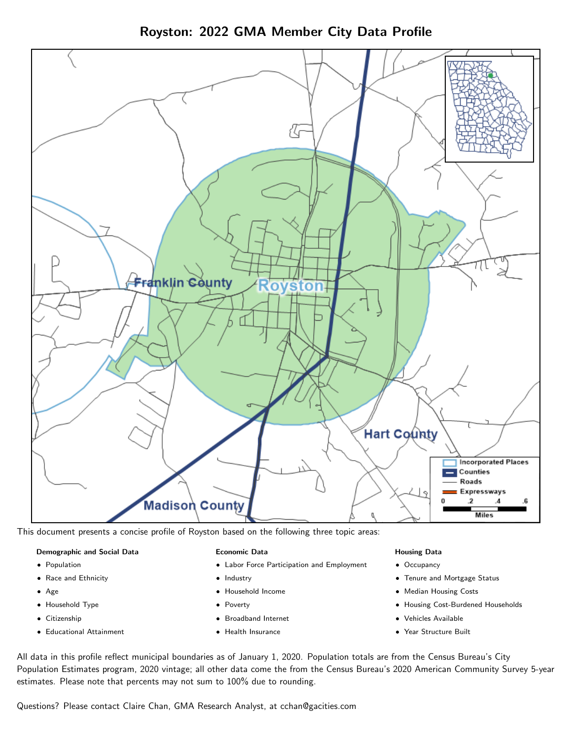# Royston: 2022 GMA Member City Data Profile

This document presents a concise profile of Royston based on the following three topic areas:

**Demographic and Social Data**

- Population
- Race and Ethnicity
- Age
- Household Type
- Citizenship
- Educational Attainment

**Economic Data**

- Labor Force Participation and Employment
- Industry
- Household Income
- Poverty
- Broadband Internet
- Health Insurance

**Housing Data**

- Occupancy
- Tenure and Mortgage Status
- Median Housing Costs
- Housing Cost-Burdened Households
- Vehicles Available
- Year Structure Built

All data in this profile reflect municipal boundaries as of January 1, 2020. Population totals are from the Census Bureau's City Population Estimates program, 2020 vintage; all other data come the from the Census Bureau's 2020 American Community Survey 5-year estimates. Please note that percents may not sum to 100% due to rounding.

Questions? Please contact Claire Chan, GMA Research Analyst, at cchan@gacities.com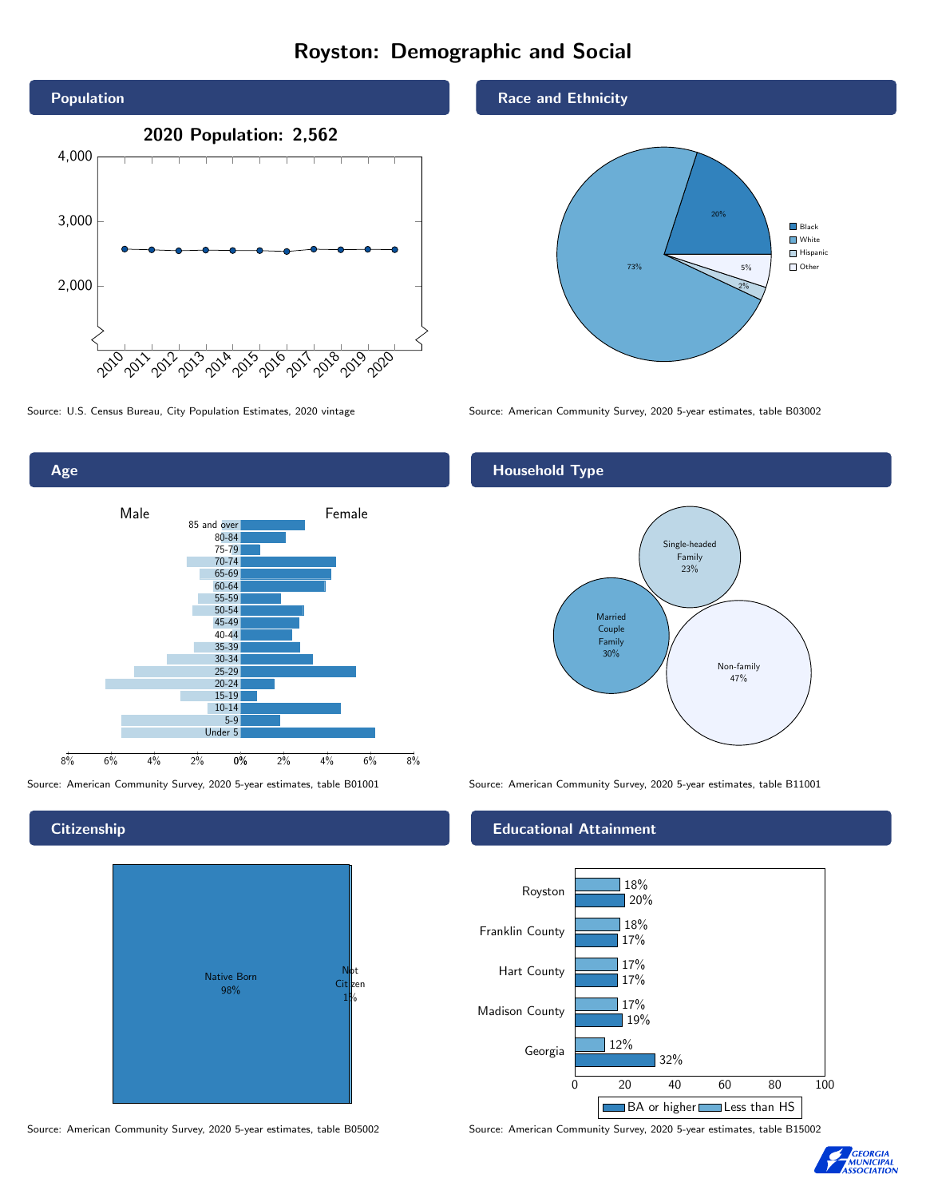# Royston: Demographic and Social

## Population

2020 Population: 2,562

Source: U.S. Census Bureau, City Population Estimates, 2020 vintage

## Race and Ethnicity

| Race/Ethnicity | Percent |
| --- | --- |
| Black | 20% |
| White | 73% |
| Hispanic | 2% |
| Other | 5% |

Source: American Community Survey, 2020 5-year estimates, table B03002

## Age

Male / Female

Age groups: 85 and over, 80-84, 75-79, 70-74, 65-69, 60-64, 55-59, 50-54, 45-49, 40-44, 35-39, 30-34, 25-29, 20-24, 15-19, 10-14, 5-9, Under 5

Source: American Community Survey, 2020 5-year estimates, table B01001

## Household Type

| Household Type | Percent |
| --- | --- |
| Single-headed Family | 23% |
| Married Couple Family | 30% |
| Non-family | 47% |

Source: American Community Survey, 2020 5-year estimates, table B11001

## Citizenship

| Citizenship | Percent |
| --- | --- |
| Native Born | 98% |
| Not Citizen | 1% |

Source: American Community Survey, 2020 5-year estimates, table B05002

## Educational Attainment

| Area | Less than HS | BA or higher |
| --- | --- | --- |
| Royston | 18% | 20% |
| Franklin County | 18% | 17% |
| Hart County | 17% | 17% |
| Madison County | 17% | 19% |
| Georgia | 12% | 32% |

Source: American Community Survey, 2020 5-year estimates, table B15002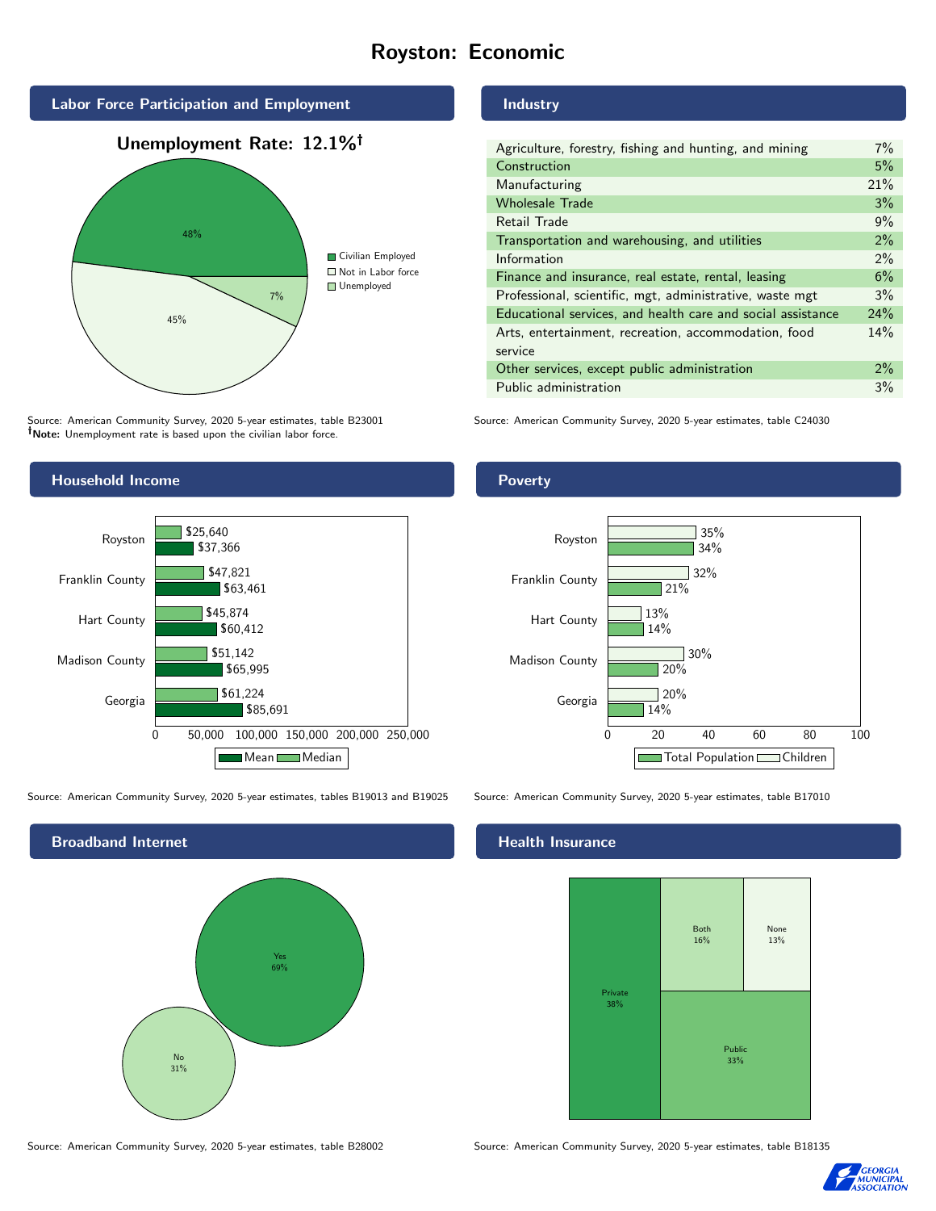# Royston: Economic

## Labor Force Participation and Employment

**Unemployment Rate: 12.1%†**

| Category | Percent |
|---|---|
| Civilian Employed | 48% |
| Not in Labor force | 45% |
| Unemployed | 7% |

Source: American Community Survey, 2020 5-year estimates, table B23001
**†Note:** Unemployment rate is based upon the civilian labor force.

## Industry

| Industry | Percent |
|---|---|
| Agriculture, forestry, fishing and hunting, and mining | 7% |
| Construction | 5% |
| Manufacturing | 21% |
| Wholesale Trade | 3% |
| Retail Trade | 9% |
| Transportation and warehousing, and utilities | 2% |
| Information | 2% |
| Finance and insurance, real estate, rental, leasing | 6% |
| Professional, scientific, mgt, administrative, waste mgt | 3% |
| Educational services, and health care and social assistance | 24% |
| Arts, entertainment, recreation, accommodation, food service | 14% |
| Other services, except public administration | 2% |
| Public administration | 3% |

Source: American Community Survey, 2020 5-year estimates, table C24030

## Household Income

| Area | Median | Mean |
|---|---|---|
| Royston | $25,640 | $37,366 |
| Franklin County | $47,821 | $63,461 |
| Hart County | $45,874 | $60,412 |
| Madison County | $51,142 | $65,995 |
| Georgia | $61,224 | $85,691 |

Source: American Community Survey, 2020 5-year estimates, tables B19013 and B19025

## Poverty

| Area | Children | Total Population |
|---|---|---|
| Royston | 35% | 34% |
| Franklin County | 32% | 21% |
| Hart County | 13% | 14% |
| Madison County | 30% | 20% |
| Georgia | 20% | 14% |

Source: American Community Survey, 2020 5-year estimates, table B17010

## Broadband Internet

| Response | Percent |
|---|---|
| Yes | 69% |
| No | 31% |

Source: American Community Survey, 2020 5-year estimates, table B28002

## Health Insurance

| Type | Percent |
|---|---|
| Private | 38% |
| Public | 33% |
| Both | 16% |
| None | 13% |

Source: American Community Survey, 2020 5-year estimates, table B18135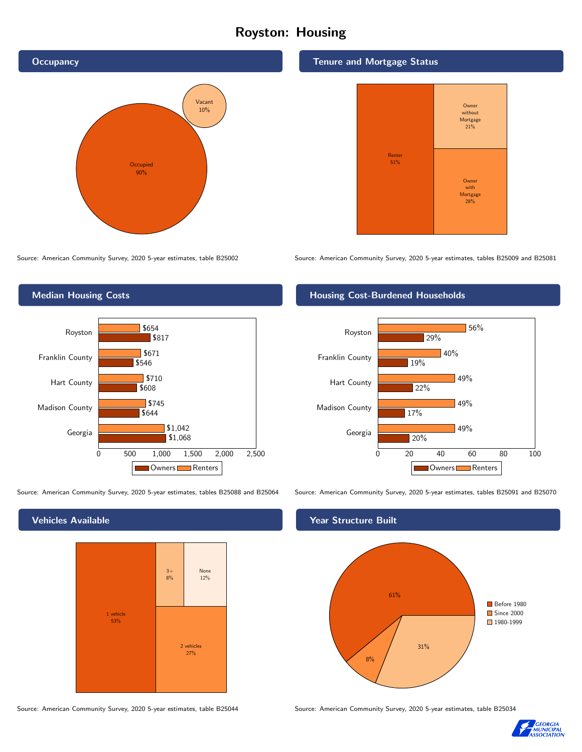# Royston: Housing

## Occupancy

Vacant
10%

Occupied
90%

Source: American Community Survey, 2020 5-year estimates, table B25002

## Tenure and Mortgage Status

Renter
51%

Owner without Mortgage
21%

Owner with Mortgage
28%

Source: American Community Survey, 2020 5-year estimates, tables B25009 and B25081

## Median Housing Costs

Royston
$654
$817

Franklin County
$671
$546

Hart County
$710
$608

Madison County
$745
$644

Georgia
$1,042
$1,068

0 500 1,000 1,500 2,000 2,500

Owners Renters

Source: American Community Survey, 2020 5-year estimates, tables B25088 and B25064

## Housing Cost-Burdened Households

Royston
56%
29%

Franklin County
40%
19%

Hart County
49%
22%

Madison County
49%
17%

Georgia
49%
20%

0 20 40 60 80 100

Owners Renters

Source: American Community Survey, 2020 5-year estimates, tables B25091 and B25070

## Vehicles Available

1 vehicle
53%

3+
8%

None
12%

2 vehicles
27%

Source: American Community Survey, 2020 5-year estimates, table B25044

## Year Structure Built

61%

8%

31%

Before 1980
Since 2000
1980-1999

Source: American Community Survey, 2020 5-year estimates, table B25034